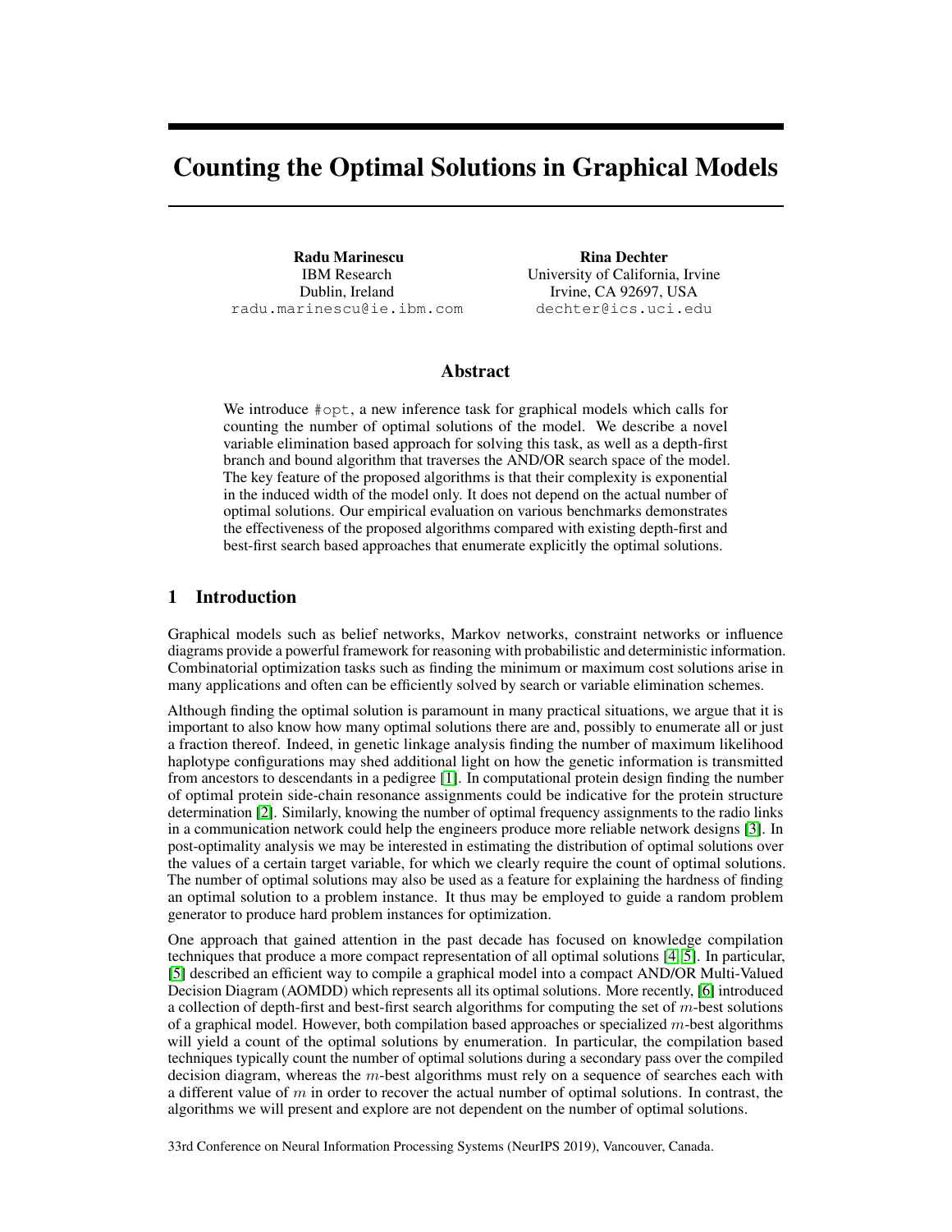# Counting the Optimal Solutions in Graphical Models

**Radu Marinescu**
IBM Research
Dublin, Ireland
radu.marinescu@ie.ibm.com

**Rina Dechter**
University of California, Irvine
Irvine, CA 92697, USA
dechter@ics.uci.edu

## Abstract

We introduce #opt, a new inference task for graphical models which calls for counting the number of optimal solutions of the model. We describe a novel variable elimination based approach for solving this task, as well as a depth-first branch and bound algorithm that traverses the AND/OR search space of the model. The key feature of the proposed algorithms is that their complexity is exponential in the induced width of the model only. It does not depend on the actual number of optimal solutions. Our empirical evaluation on various benchmarks demonstrates the effectiveness of the proposed algorithms compared with existing depth-first and best-first search based approaches that enumerate explicitly the optimal solutions.

## 1 Introduction

Graphical models such as belief networks, Markov networks, constraint networks or influence diagrams provide a powerful framework for reasoning with probabilistic and deterministic information. Combinatorial optimization tasks such as finding the minimum or maximum cost solutions arise in many applications and often can be efficiently solved by search or variable elimination schemes.

Although finding the optimal solution is paramount in many practical situations, we argue that it is important to also know how many optimal solutions there are and, possibly to enumerate all or just a fraction thereof. Indeed, in genetic linkage analysis finding the number of maximum likelihood haplotype configurations may shed additional light on how the genetic information is transmitted from ancestors to descendants in a pedigree [1]. In computational protein design finding the number of optimal protein side-chain resonance assignments could be indicative for the protein structure determination [2]. Similarly, knowing the number of optimal frequency assignments to the radio links in a communication network could help the engineers produce more reliable network designs [3]. In post-optimality analysis we may be interested in estimating the distribution of optimal solutions over the values of a certain target variable, for which we clearly require the count of optimal solutions. The number of optimal solutions may also be used as a feature for explaining the hardness of finding an optimal solution to a problem instance. It thus may be employed to guide a random problem generator to produce hard problem instances for optimization.

One approach that gained attention in the past decade has focused on knowledge compilation techniques that produce a more compact representation of all optimal solutions [4, 5]. In particular, [5] described an efficient way to compile a graphical model into a compact AND/OR Multi-Valued Decision Diagram (AOMDD) which represents all its optimal solutions. More recently, [6] introduced a collection of depth-first and best-first search algorithms for computing the set of $m$-best solutions of a graphical model. However, both compilation based approaches or specialized $m$-best algorithms will yield a count of the optimal solutions by enumeration. In particular, the compilation based techniques typically count the number of optimal solutions during a secondary pass over the compiled decision diagram, whereas the $m$-best algorithms must rely on a sequence of searches each with a different value of $m$ in order to recover the actual number of optimal solutions. In contrast, the algorithms we will present and explore are not dependent on the number of optimal solutions.

33rd Conference on Neural Information Processing Systems (NeurIPS 2019), Vancouver, Canada.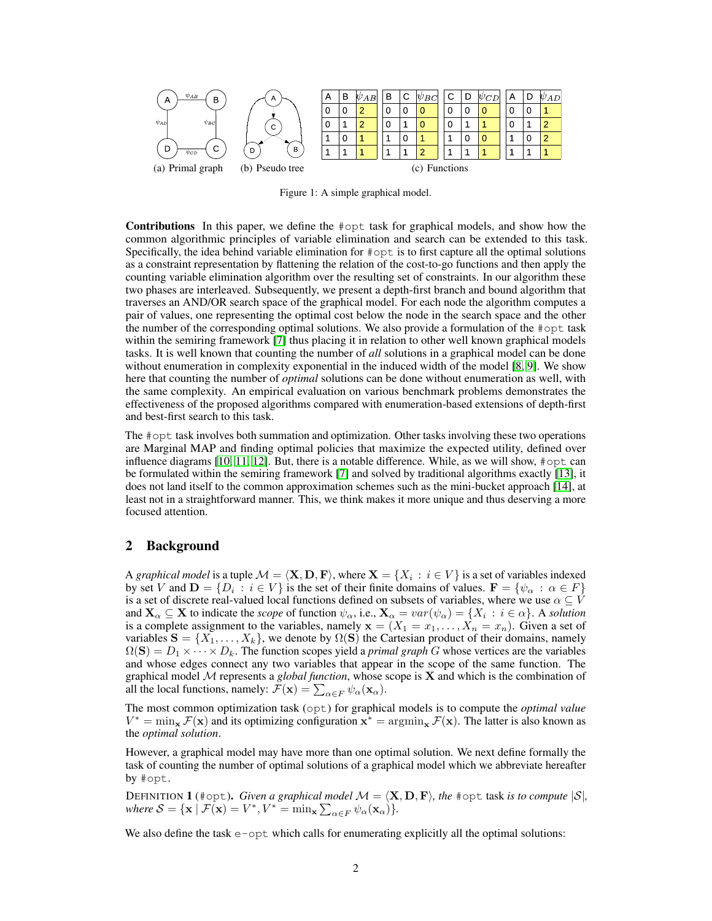| A | B | $\psi_{AB}$ |
|---|---|---|
| 0 | 0 | 2 |
| 0 | 1 | 2 |
| 1 | 0 | 1 |
| 1 | 1 | 1 |

| B | C | $\psi_{BC}$ |
|---|---|---|
| 0 | 0 | 0 |
| 0 | 1 | 0 |
| 1 | 0 | 1 |
| 1 | 1 | 2 |

| C | D | $\psi_{CD}$ |
|---|---|---|
| 0 | 0 | 0 |
| 0 | 1 | 1 |
| 1 | 0 | 0 |
| 1 | 1 | 1 |

| A | D | $\psi_{AD}$ |
|---|---|---|
| 0 | 0 | 1 |
| 0 | 1 | 2 |
| 1 | 0 | 2 |
| 1 | 1 | 1 |

(a) Primal graph (b) Pseudo tree (c) Functions

Figure 1: A simple graphical model.

**Contributions** In this paper, we define the #opt task for graphical models, and show how the common algorithmic principles of variable elimination and search can be extended to this task. Specifically, the idea behind variable elimination for #opt is to first capture all the optimal solutions as a constraint representation by flattening the relation of the cost-to-go functions and then apply the counting variable elimination algorithm over the resulting set of constraints. In our algorithm these two phases are interleaved. Subsequently, we present a depth-first branch and bound algorithm that traverses an AND/OR search space of the graphical model. For each node the algorithm computes a pair of values, one representing the optimal cost below the node in the search space and the other the number of the corresponding optimal solutions. We also provide a formulation of the #opt task within the semiring framework [7] thus placing it in relation to other well known graphical models tasks. It is well known that counting the number of *all* solutions in a graphical model can be done without enumeration in complexity exponential in the induced width of the model [8, 9]. We show here that counting the number of *optimal* solutions can be done without enumeration as well, with the same complexity. An empirical evaluation on various benchmark problems demonstrates the effectiveness of the proposed algorithms compared with enumeration-based extensions of depth-first and best-first search to this task.

The #opt task involves both summation and optimization. Other tasks involving these two operations are Marginal MAP and finding optimal policies that maximize the expected utility, defined over influence diagrams [10, 11, 12]. But, there is a notable difference. While, as we will show, #opt can be formulated within the semiring framework [7] and solved by traditional algorithms exactly [13], it does not land itself to the common approximation schemes such as the mini-bucket approach [14], at least not in a straightforward manner. This, we think makes it more unique and thus deserving a more focused attention.

## 2 Background

A *graphical model* is a tuple $\mathcal{M} = \langle \mathbf{X}, \mathbf{D}, \mathbf{F} \rangle$, where $\mathbf{X} = \{X_i : i \in V\}$ is a set of variables indexed by set $V$ and $\mathbf{D} = \{D_i : i \in V\}$ is the set of their finite domains of values. $\mathbf{F} = \{\psi_\alpha : \alpha \in F\}$ is a set of discrete real-valued local functions defined on subsets of variables, where we use $\alpha \subseteq V$ and $\mathbf{X}_\alpha \subseteq \mathbf{X}$ to indicate the *scope* of function $\psi_\alpha$, i.e., $\mathbf{X}_\alpha = var(\psi_\alpha) = \{X_i : i \in \alpha\}$. A *solution* is a complete assignment to the variables, namely $\mathbf{x} = (X_1 = x_1, \ldots, X_n = x_n)$. Given a set of variables $\mathbf{S} = \{X_1, \ldots, X_k\}$, we denote by $\Omega(\mathbf{S})$ the Cartesian product of their domains, namely $\Omega(\mathbf{S}) = D_1 \times \cdots \times D_k$. The function scopes yield a *primal graph* $G$ whose vertices are the variables and whose edges connect any two variables that appear in the scope of the same function. The graphical model $\mathcal{M}$ represents a *global function*, whose scope is $\mathbf{X}$ and which is the combination of all the local functions, namely: $\mathcal{F}(\mathbf{x}) = \sum_{\alpha \in F} \psi_\alpha(\mathbf{x}_\alpha)$.

The most common optimization task (opt) for graphical models is to compute the *optimal value* $V^* = \min_{\mathbf{x}} \mathcal{F}(\mathbf{x})$ and its optimizing configuration $\mathbf{x}^* = \operatorname{argmin}_{\mathbf{x}} \mathcal{F}(\mathbf{x})$. The latter is also known as the *optimal solution*.

However, a graphical model may have more than one optimal solution. We next define formally the task of counting the number of optimal solutions of a graphical model which we abbreviate hereafter by #opt.

DEFINITION 1 (#opt). *Given a graphical model* $\mathcal{M} = \langle \mathbf{X}, \mathbf{D}, \mathbf{F} \rangle$*, the* #opt task *is to compute* $|\mathcal{S}|$*, where* $\mathcal{S} = \{\mathbf{x} \mid \mathcal{F}(\mathbf{x}) = V^*, V^* = \min_{\mathbf{x}} \sum_{\alpha \in F} \psi_\alpha(\mathbf{x}_\alpha)\}$.

We also define the task e-opt which calls for enumerating explicitly all the optimal solutions: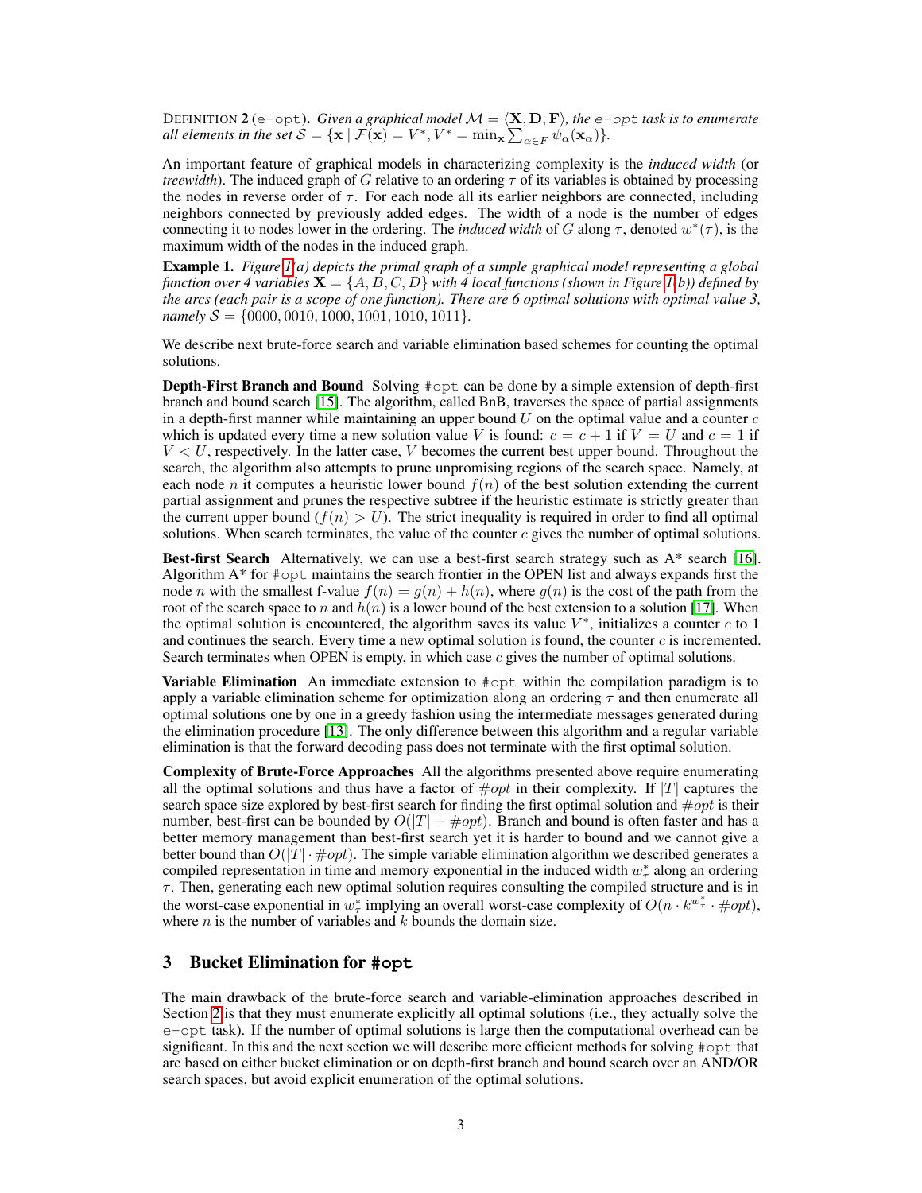DEFINITION 2 (e-opt). *Given a graphical model $\mathcal{M} = \langle \mathbf{X}, \mathbf{D}, \mathbf{F} \rangle$, the* e-opt *task is to enumerate all elements in the set* $\mathcal{S} = \{\mathbf{x} \mid \mathcal{F}(\mathbf{x}) = V^*, V^* = \min_{\mathbf{x}} \sum_{\alpha \in F} \psi_\alpha(\mathbf{x}_\alpha)\}$.

An important feature of graphical models in characterizing complexity is the *induced width* (or *treewidth*). The induced graph of $G$ relative to an ordering $\tau$ of its variables is obtained by processing the nodes in reverse order of $\tau$. For each node all its earlier neighbors are connected, including neighbors connected by previously added edges. The width of a node is the number of edges connecting it to nodes lower in the ordering. The *induced width* of $G$ along $\tau$, denoted $w^*(\tau)$, is the maximum width of the nodes in the induced graph.

**Example 1.** *Figure 1(a) depicts the primal graph of a simple graphical model representing a global function over 4 variables $\mathbf{X} = \{A, B, C, D\}$ with 4 local functions (shown in Figure 1(b)) defined by the arcs (each pair is a scope of one function). There are 6 optimal solutions with optimal value 3, namely $\mathcal{S} = \{0000, 0010, 1000, 1001, 1010, 1011\}$.*

We describe next brute-force search and variable elimination based schemes for counting the optimal solutions.

**Depth-First Branch and Bound** Solving #opt can be done by a simple extension of depth-first branch and bound search [15]. The algorithm, called BnB, traverses the space of partial assignments in a depth-first manner while maintaining an upper bound $U$ on the optimal value and a counter $c$ which is updated every time a new solution value $V$ is found: $c = c + 1$ if $V = U$ and $c = 1$ if $V < U$, respectively. In the latter case, $V$ becomes the current best upper bound. Throughout the search, the algorithm also attempts to prune unpromising regions of the search space. Namely, at each node $n$ it computes a heuristic lower bound $f(n)$ of the best solution extending the current partial assignment and prunes the respective subtree if the heuristic estimate is strictly greater than the current upper bound ($f(n) > U$). The strict inequality is required in order to find all optimal solutions. When search terminates, the value of the counter $c$ gives the number of optimal solutions.

**Best-first Search** Alternatively, we can use a best-first search strategy such as A* search [16]. Algorithm A* for #opt maintains the search frontier in the OPEN list and always expands first the node $n$ with the smallest f-value $f(n) = g(n) + h(n)$, where $g(n)$ is the cost of the path from the root of the search space to $n$ and $h(n)$ is a lower bound of the best extension to a solution [17]. When the optimal solution is encountered, the algorithm saves its value $V^*$, initializes a counter $c$ to 1 and continues the search. Every time a new optimal solution is found, the counter $c$ is incremented. Search terminates when OPEN is empty, in which case $c$ gives the number of optimal solutions.

**Variable Elimination** An immediate extension to #opt within the compilation paradigm is to apply a variable elimination scheme for optimization along an ordering $\tau$ and then enumerate all optimal solutions one by one in a greedy fashion using the intermediate messages generated during the elimination procedure [13]. The only difference between this algorithm and a regular variable elimination is that the forward decoding pass does not terminate with the first optimal solution.

**Complexity of Brute-Force Approaches** All the algorithms presented above require enumerating all the optimal solutions and thus have a factor of $\#opt$ in their complexity. If $|T|$ captures the search space size explored by best-first search for finding the first optimal solution and $\#opt$ is their number, best-first can be bounded by $O(|T| + \#opt)$. Branch and bound is often faster and has a better memory management than best-first search yet it is harder to bound and we cannot give a better bound than $O(|T| \cdot \#opt)$. The simple variable elimination algorithm we described generates a compiled representation in time and memory exponential in the induced width $w^*_\tau$ along an ordering $\tau$. Then, generating each new optimal solution requires consulting the compiled structure and is in the worst-case exponential in $w^*_\tau$ implying an overall worst-case complexity of $O(n \cdot k^{w^*_\tau} \cdot \#opt)$, where $n$ is the number of variables and $k$ bounds the domain size.

## 3 Bucket Elimination for #opt

The main drawback of the brute-force search and variable-elimination approaches described in Section 2 is that they must enumerate explicitly all optimal solutions (i.e., they actually solve the e-opt task). If the number of optimal solutions is large then the computational overhead can be significant. In this and the next section we will describe more efficient methods for solving #opt that are based on either bucket elimination or on depth-first branch and bound search over an AND/OR search spaces, but avoid explicit enumeration of the optimal solutions.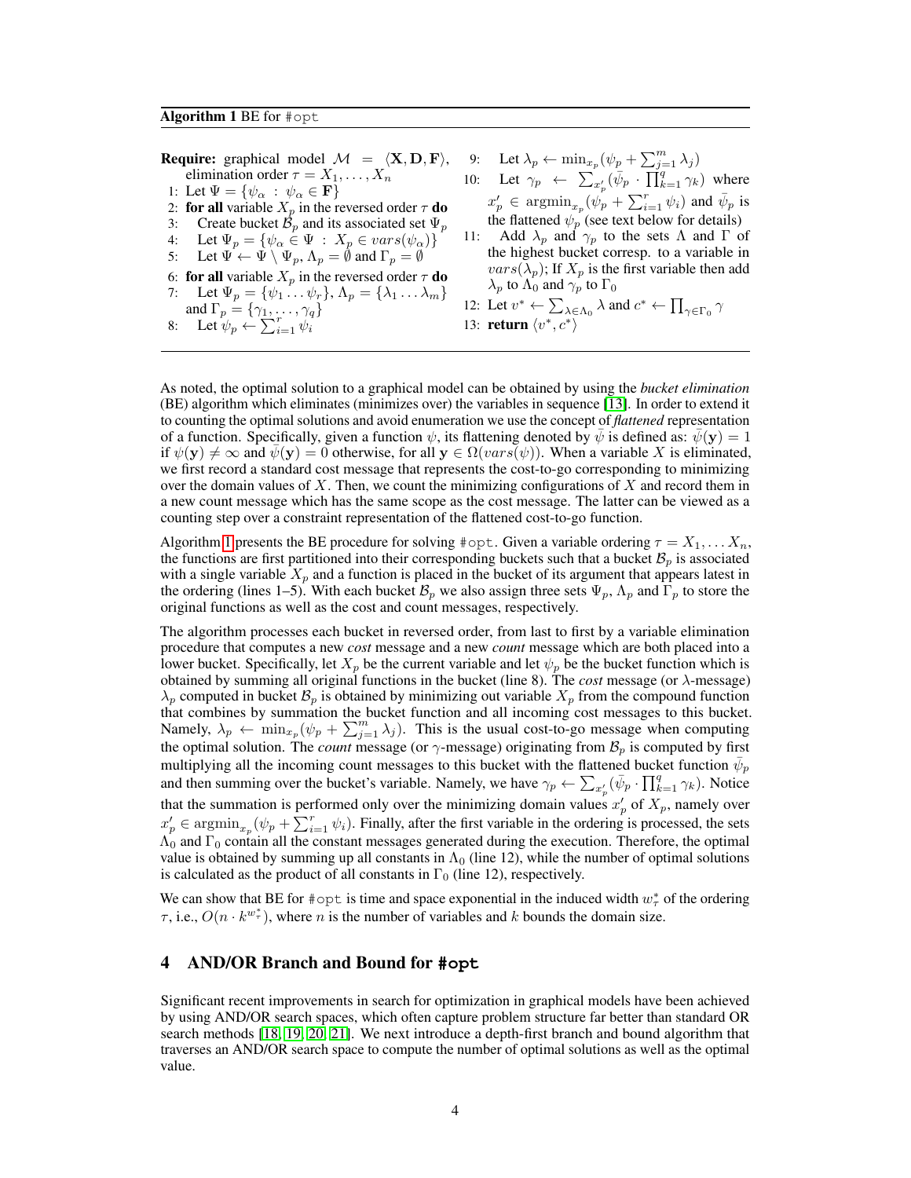**Algorithm 1** BE for `#opt`

```
Require: graphical model M = ⟨X, D, F⟩, elimination order τ = X_1, ..., X_n
1: Let Ψ = {ψ_α : ψ_α ∈ F}
2: for all variable X_p in the reversed order τ do
3:    Create bucket B_p and its associated set Ψ_p
4:    Let Ψ_p = {ψ_α ∈ Ψ : X_p ∈ vars(ψ_α)}
5:    Let Ψ ← Ψ \ Ψ_p, Λ_p = ∅ and Γ_p = ∅
6: for all variable X_p in the reversed order τ do
7:    Let Ψ_p = {ψ_1 ... ψ_r}, Λ_p = {λ_1 ... λ_m} and Γ_p = {γ_1, ..., γ_q}
8:    Let ψ_p ← Σ_{i=1}^{r} ψ_i
9:    Let λ_p ← min_{x_p}(ψ_p + Σ_{j=1}^{m} λ_j)
10:   Let γ_p ← Σ_{x'_p}(ψ̄_p · Π_{k=1}^{q} γ_k) where x'_p ∈ argmin_{x_p}(ψ_p + Σ_{i=1}^{r} ψ_i) and ψ̄_p is the flattened ψ_p (see text below for details)
11:   Add λ_p and γ_p to the sets Λ and Γ of the highest bucket corresp. to a variable in vars(λ_p); If X_p is the first variable then add λ_p to Λ_0 and γ_p to Γ_0
12: Let v* ← Σ_{λ∈Λ_0} λ and c* ← Π_{γ∈Γ_0} γ
13: return ⟨v*, c*⟩
```

As noted, the optimal solution to a graphical model can be obtained by using the *bucket elimination* (BE) algorithm which eliminates (minimizes over) the variables in sequence [13]. In order to extend it to counting the optimal solutions and avoid enumeration we use the concept of *flattened* representation of a function. Specifically, given a function $\psi$, its flattening denoted by $\bar{\psi}$ is defined as: $\bar{\psi}(\mathbf{y}) = 1$ if $\psi(\mathbf{y}) \neq \infty$ and $\bar{\psi}(\mathbf{y}) = 0$ otherwise, for all $\mathbf{y} \in \Omega(vars(\psi))$. When a variable $X$ is eliminated, we first record a standard cost message that represents the cost-to-go corresponding to minimizing over the domain values of $X$. Then, we count the minimizing configurations of $X$ and record them in a new count message which has the same scope as the cost message. The latter can be viewed as a counting step over a constraint representation of the flattened cost-to-go function.

Algorithm 1 presents the BE procedure for solving `#opt`. Given a variable ordering $\tau = X_1, \dots X_n$, the functions are first partitioned into their corresponding buckets such that a bucket $\mathcal{B}_p$ is associated with a single variable $X_p$ and a function is placed in the bucket of its argument that appears latest in the ordering (lines 1–5). With each bucket $\mathcal{B}_p$ we also assign three sets $\Psi_p$, $\Lambda_p$ and $\Gamma_p$ to store the original functions as well as the cost and count messages, respectively.

The algorithm processes each bucket in reversed order, from last to first by a variable elimination procedure that computes a new *cost* message and a new *count* message which are both placed into a lower bucket. Specifically, let $X_p$ be the current variable and let $\psi_p$ be the bucket function which is obtained by summing all original functions in the bucket (line 8). The *cost* message (or $\lambda$-message) $\lambda_p$ computed in bucket $\mathcal{B}_p$ is obtained by minimizing out variable $X_p$ from the compound function that combines by summation the bucket function and all incoming cost messages to this bucket. Namely, $\lambda_p \leftarrow \min_{x_p}(\psi_p + \sum_{j=1}^{m} \lambda_j)$. This is the usual cost-to-go message when computing the optimal solution. The *count* message (or $\gamma$-message) originating from $\mathcal{B}_p$ is computed by first multiplying all the incoming count messages to this bucket with the flattened bucket function $\bar{\psi}_p$ and then summing over the bucket's variable. Namely, we have $\gamma_p \leftarrow \sum_{x'_p}(\bar{\psi}_p \cdot \prod_{k=1}^{q} \gamma_k)$. Notice that the summation is performed only over the minimizing domain values $x'_p$ of $X_p$, namely over $x'_p \in \mathrm{argmin}_{x_p}(\psi_p + \sum_{i=1}^{r} \psi_i)$. Finally, after the first variable in the ordering is processed, the sets $\Lambda_0$ and $\Gamma_0$ contain all the constant messages generated during the execution. Therefore, the optimal value is obtained by summing up all constants in $\Lambda_0$ (line 12), while the number of optimal solutions is calculated as the product of all constants in $\Gamma_0$ (line 12), respectively.

We can show that BE for `#opt` is time and space exponential in the induced width $w^*_\tau$ of the ordering $\tau$, i.e., $O(n \cdot k^{w^*_\tau})$, where $n$ is the number of variables and $k$ bounds the domain size.

## 4 AND/OR Branch and Bound for #opt

Significant recent improvements in search for optimization in graphical models have been achieved by using AND/OR search spaces, which often capture problem structure far better than standard OR search methods [18, 19, 20, 21]. We next introduce a depth-first branch and bound algorithm that traverses an AND/OR search space to compute the number of optimal solutions as well as the optimal value.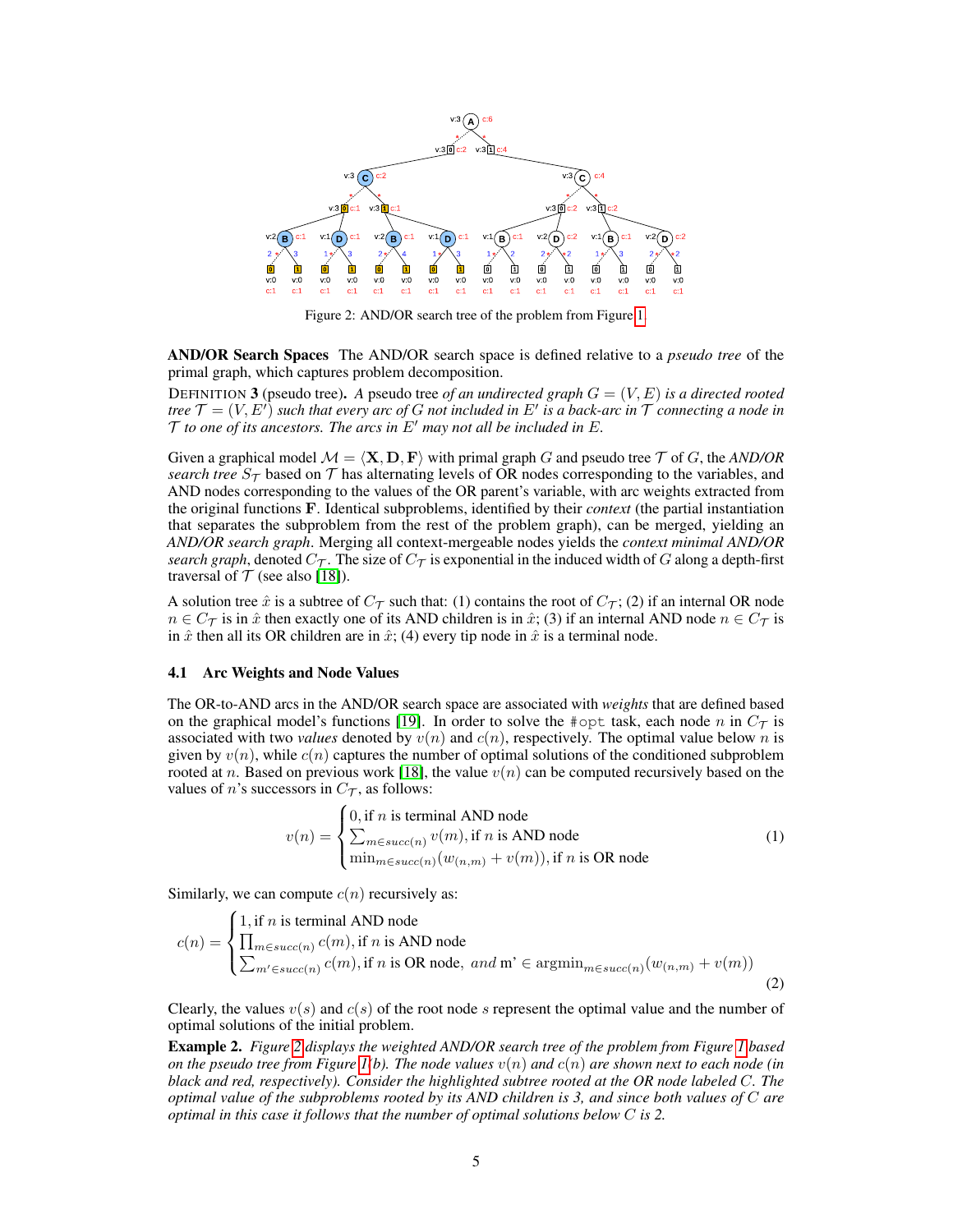Figure 2: AND/OR search tree of the problem from Figure 1.

**AND/OR Search Spaces** The AND/OR search space is defined relative to a *pseudo tree* of the primal graph, which captures problem decomposition.

DEFINITION **3** (pseudo tree)**.** *A* pseudo tree *of an undirected graph* $G = (V, E)$ *is a directed rooted tree* $\mathcal{T} = (V, E')$ *such that every arc of* $G$ *not included in* $E'$ *is a back-arc in* $\mathcal{T}$ *connecting a node in* $\mathcal{T}$ *to one of its ancestors. The arcs in* $E'$ *may not all be included in* $E$*.*

Given a graphical model $\mathcal{M} = \langle \mathbf{X}, \mathbf{D}, \mathbf{F} \rangle$ with primal graph $G$ and pseudo tree $\mathcal{T}$ of $G$, the *AND/OR search tree* $S_{\mathcal{T}}$ based on $\mathcal{T}$ has alternating levels of OR nodes corresponding to the variables, and AND nodes corresponding to the values of the OR parent's variable, with arc weights extracted from the original functions $\mathbf{F}$. Identical subproblems, identified by their *context* (the partial instantiation that separates the subproblem from the rest of the problem graph), can be merged, yielding an *AND/OR search graph*. Merging all context-mergeable nodes yields the *context minimal AND/OR search graph*, denoted $C_{\mathcal{T}}$. The size of $C_{\mathcal{T}}$ is exponential in the induced width of $G$ along a depth-first traversal of $\mathcal{T}$ (see also [18]).

A solution tree $\hat{x}$ is a subtree of $C_{\mathcal{T}}$ such that: (1) contains the root of $C_{\mathcal{T}}$; (2) if an internal OR node $n \in C_{\mathcal{T}}$ is in $\hat{x}$ then exactly one of its AND children is in $\hat{x}$; (3) if an internal AND node $n \in C_{\mathcal{T}}$ is in $\hat{x}$ then all its OR children are in $\hat{x}$; (4) every tip node in $\hat{x}$ is a terminal node.

### 4.1 Arc Weights and Node Values

The OR-to-AND arcs in the AND/OR search space are associated with *weights* that are defined based on the graphical model's functions [19]. In order to solve the `#opt` task, each node $n$ in $C_{\mathcal{T}}$ is associated with two *values* denoted by $v(n)$ and $c(n)$, respectively. The optimal value below $n$ is given by $v(n)$, while $c(n)$ captures the number of optimal solutions of the conditioned subproblem rooted at $n$. Based on previous work [18], the value $v(n)$ can be computed recursively based on the values of $n$'s successors in $C_{\mathcal{T}}$, as follows:

$$v(n) = \begin{cases} 0, \text{if } n \text{ is terminal AND node} \\ \sum_{m \in succ(n)} v(m), \text{if } n \text{ is AND node} \\ \min_{m \in succ(n)} (w_{(n,m)} + v(m)), \text{if } n \text{ is OR node} \end{cases} \tag{1}$$

Similarly, we can compute $c(n)$ recursively as:

$$c(n) = \begin{cases} 1, \text{if } n \text{ is terminal AND node} \\ \prod_{m \in succ(n)} c(m), \text{if } n \text{ is AND node} \\ \sum_{m' \in succ(n)} c(m), \text{if } n \text{ is OR node}, \ \textit{and } \text{m'} \in \text{argmin}_{m \in succ(n)} (w_{(n,m)} + v(m)) \end{cases} \tag{2}$$

Clearly, the values $v(s)$ and $c(s)$ of the root node $s$ represent the optimal value and the number of optimal solutions of the initial problem.

**Example 2.** *Figure 2 displays the weighted AND/OR search tree of the problem from Figure 1 based on the pseudo tree from Figure 1(b). The node values* $v(n)$ *and* $c(n)$ *are shown next to each node (in black and red, respectively). Consider the highlighted subtree rooted at the OR node labeled* $C$*. The optimal value of the subproblems rooted by its AND children is 3, and since both values of* $C$ *are optimal in this case it follows that the number of optimal solutions below* $C$ *is 2.*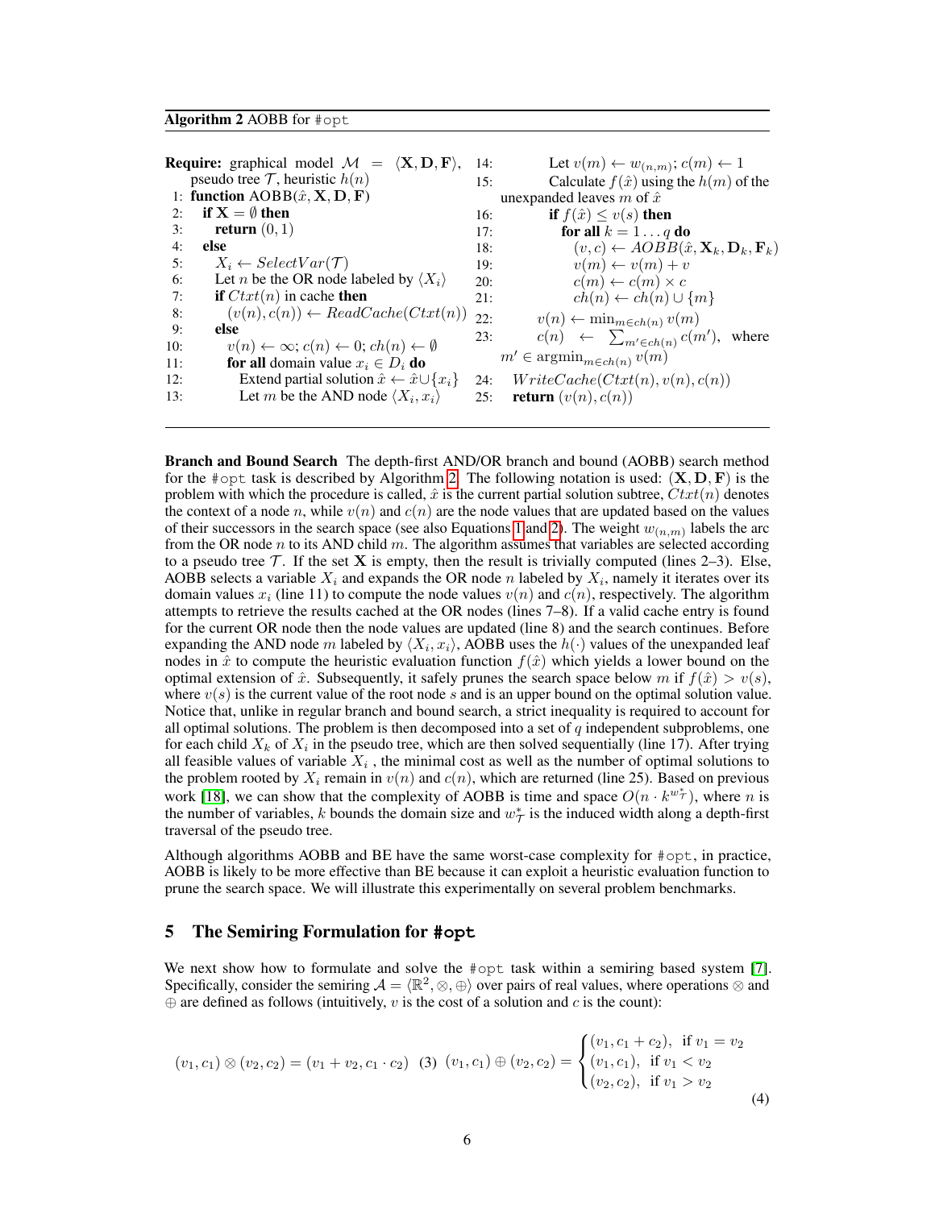**Algorithm 2** AOBB for `#opt`

```
Require: graphical model M = ⟨X, D, F⟩, pseudo tree T, heuristic h(n)
 1: function AOBB(x̂, X, D, F)
 2:   if X = ∅ then
 3:     return (0, 1)
 4:   else
 5:     X_i ← SelectVar(T)
 6:     Let n be the OR node labeled by ⟨X_i⟩
 7:     if Ctxt(n) in cache then
 8:       (v(n), c(n)) ← ReadCache(Ctxt(n))
 9:     else
10:       v(n) ← ∞; c(n) ← 0; ch(n) ← ∅
11:       for all domain value x_i ∈ D_i do
12:         Extend partial solution x̂ ← x̂ ∪ {x_i}
13:         Let m be the AND node ⟨X_i, x_i⟩
14:         Let v(m) ← w_(n,m); c(m) ← 1
15:         Calculate f(x̂) using the h(m) of the unexpanded leaves m of x̂
16:         if f(x̂) ≤ v(s) then
17:           for all k = 1 ... q do
18:             (v, c) ← AOBB(x̂, X_k, D_k, F_k)
19:             v(m) ← v(m) + v
20:             c(m) ← c(m) × c
21:           ch(n) ← ch(n) ∪ {m}
22:       v(n) ← min_{m ∈ ch(n)} v(m)
23:       c(n) ← Σ_{m' ∈ ch(n)} c(m'), where m' ∈ argmin_{m ∈ ch(n)} v(m)
24:     WriteCache(Ctxt(n), v(n), c(n))
25:   return (v(n), c(n))
```

**Branch and Bound Search** The depth-first AND/OR branch and bound (AOBB) search method for the `#opt` task is described by Algorithm 2. The following notation is used: $(\mathbf{X}, \mathbf{D}, \mathbf{F})$ is the problem with which the procedure is called, $\hat{x}$ is the current partial solution subtree, $Ctxt(n)$ denotes the context of a node $n$, while $v(n)$ and $c(n)$ are the node values that are updated based on the values of their successors in the search space (see also Equations 1 and 2). The weight $w_{(n,m)}$ labels the arc from the OR node $n$ to its AND child $m$. The algorithm assumes that variables are selected according to a pseudo tree $\mathcal{T}$. If the set $\mathbf{X}$ is empty, then the result is trivially computed (lines 2–3). Else, AOBB selects a variable $X_i$ and expands the OR node $n$ labeled by $X_i$, namely it iterates over its domain values $x_i$ (line 11) to compute the node values $v(n)$ and $c(n)$, respectively. The algorithm attempts to retrieve the results cached at the OR nodes (lines 7–8). If a valid cache entry is found for the current OR node then the node values are updated (line 8) and the search continues. Before expanding the AND node $m$ labeled by $\langle X_i, x_i\rangle$, AOBB uses the $h(\cdot)$ values of the unexpanded leaf nodes in $\hat{x}$ to compute the heuristic evaluation function $f(\hat{x})$ which yields a lower bound on the optimal extension of $\hat{x}$. Subsequently, it safely prunes the search space below $m$ if $f(\hat{x}) > v(s)$, where $v(s)$ is the current value of the root node $s$ and is an upper bound on the optimal solution value. Notice that, unlike in regular branch and bound search, a strict inequality is required to account for all optimal solutions. The problem is then decomposed into a set of $q$ independent subproblems, one for each child $X_k$ of $X_i$ in the pseudo tree, which are then solved sequentially (line 17). After trying all feasible values of variable $X_i$ , the minimal cost as well as the number of optimal solutions to the problem rooted by $X_i$ remain in $v(n)$ and $c(n)$, which are returned (line 25). Based on previous work [18], we can show that the complexity of AOBB is time and space $O(n \cdot k^{w^*_{\mathcal{T}}})$, where $n$ is the number of variables, $k$ bounds the domain size and $w^*_{\mathcal{T}}$ is the induced width along a depth-first traversal of the pseudo tree.

Although algorithms AOBB and BE have the same worst-case complexity for `#opt`, in practice, AOBB is likely to be more effective than BE because it can exploit a heuristic evaluation function to prune the search space. We will illustrate this experimentally on several problem benchmarks.

## 5 The Semiring Formulation for `#opt`

We next show how to formulate and solve the `#opt` task within a semiring based system [7]. Specifically, consider the semiring $\mathcal{A} = \langle \mathbb{R}^2, \otimes, \oplus\rangle$ over pairs of real values, where operations $\otimes$ and $\oplus$ are defined as follows (intuitively, $v$ is the cost of a solution and $c$ is the count):

$$(v_1, c_1) \otimes (v_2, c_2) = (v_1 + v_2, c_1 \cdot c_2) \quad (3) \quad (v_1, c_1) \oplus (v_2, c_2) = \begin{cases} (v_1, c_1 + c_2), & \text{if } v_1 = v_2 \\ (v_1, c_1), & \text{if } v_1 < v_2 \\ (v_2, c_2), & \text{if } v_1 > v_2 \end{cases} \quad (4)$$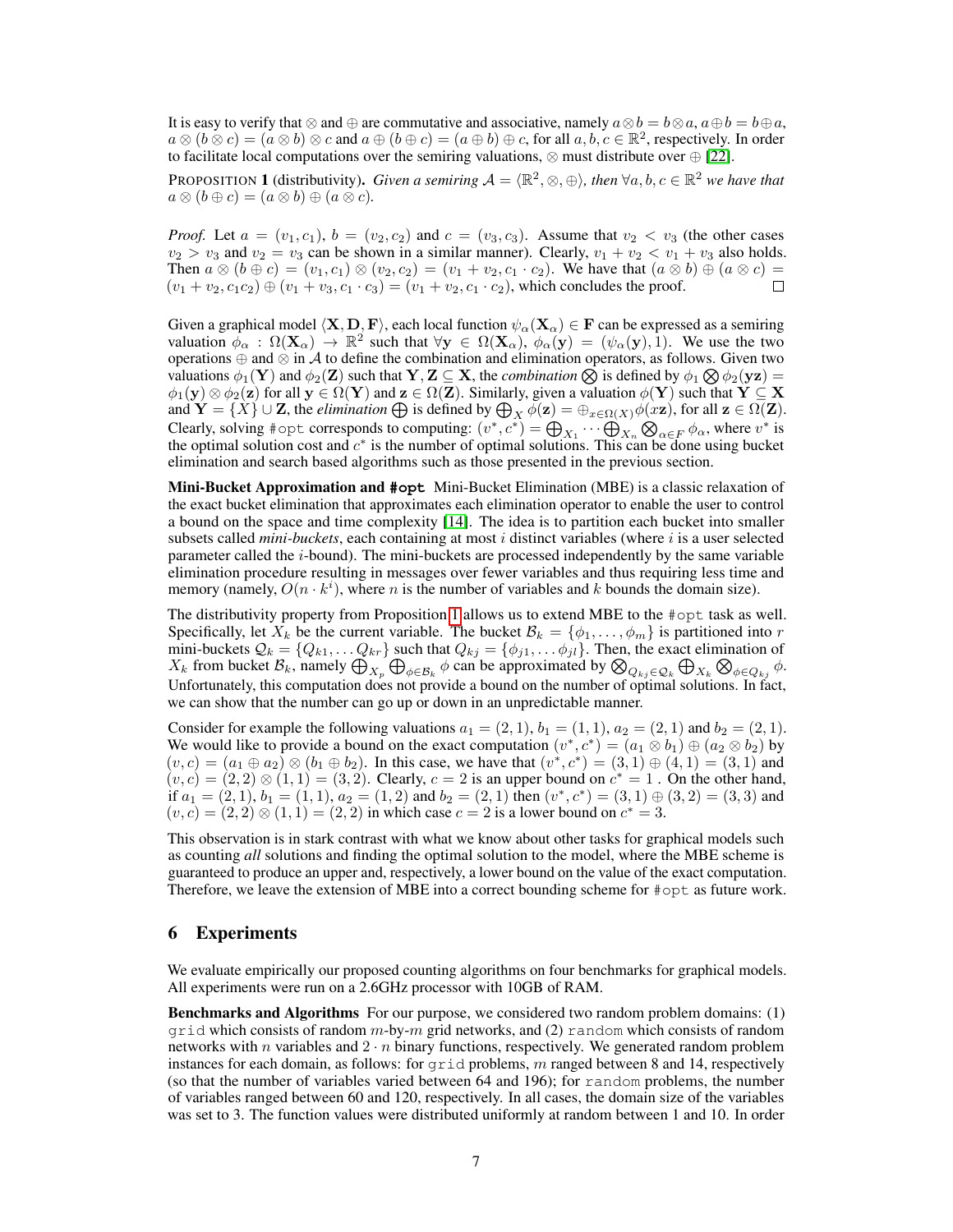It is easy to verify that $\otimes$ and $\oplus$ are commutative and associative, namely $a \otimes b = b \otimes a$, $a \oplus b = b \oplus a$, $a \otimes (b \otimes c) = (a \otimes b) \otimes c$ and $a \oplus (b \oplus c) = (a \oplus b) \oplus c$, for all $a, b, c \in \mathbb{R}^2$, respectively. In order to facilitate local computations over the semiring valuations, $\otimes$ must distribute over $\oplus$ [22].

PROPOSITION 1 (distributivity). *Given a semiring $\mathcal{A} = \langle \mathbb{R}^2, \otimes, \oplus \rangle$, then $\forall a, b, c \in \mathbb{R}^2$ we have that $a \otimes (b \oplus c) = (a \otimes b) \oplus (a \otimes c)$.*

*Proof.* Let $a = (v_1, c_1)$, $b = (v_2, c_2)$ and $c = (v_3, c_3)$. Assume that $v_2 < v_3$ (the other cases $v_2 > v_3$ and $v_2 = v_3$ can be shown in a similar manner). Clearly, $v_1 + v_2 < v_1 + v_3$ also holds. Then $a \otimes (b \oplus c) = (v_1, c_1) \otimes (v_2, c_2) = (v_1 + v_2, c_1 \cdot c_2)$. We have that $(a \otimes b) \oplus (a \otimes c) = (v_1 + v_2, c_1 c_2) \oplus (v_1 + v_3, c_1 \cdot c_3) = (v_1 + v_2, c_1 \cdot c_2)$, which concludes the proof. □

Given a graphical model $\langle \mathbf{X}, \mathbf{D}, \mathbf{F} \rangle$, each local function $\psi_\alpha(\mathbf{X}_\alpha) \in \mathbf{F}$ can be expressed as a semiring valuation $\phi_\alpha : \Omega(\mathbf{X}_\alpha) \rightarrow \mathbb{R}^2$ such that $\forall \mathbf{y} \in \Omega(\mathbf{X}_\alpha)$, $\phi_\alpha(\mathbf{y}) = (\psi_\alpha(\mathbf{y}), 1)$. We use the two operations $\oplus$ and $\otimes$ in $\mathcal{A}$ to define the combination and elimination operators, as follows. Given two valuations $\phi_1(\mathbf{Y})$ and $\phi_2(\mathbf{Z})$ such that $\mathbf{Y}, \mathbf{Z} \subseteq \mathbf{X}$, the *combination* $\bigotimes$ is defined by $\phi_1 \bigotimes \phi_2(\mathbf{yz}) = \phi_1(\mathbf{y}) \otimes \phi_2(\mathbf{z})$ for all $\mathbf{y} \in \Omega(\mathbf{Y})$ and $\mathbf{z} \in \Omega(\mathbf{Z})$. Similarly, given a valuation $\phi(\mathbf{Y})$ such that $\mathbf{Y} \subseteq \mathbf{X}$ and $\mathbf{Y} = \{X\} \cup \mathbf{Z}$, the *elimination* $\bigoplus$ is defined by $\bigoplus_X \phi(\mathbf{z}) = \oplus_{x \in \Omega(X)} \phi(x\mathbf{z})$, for all $\mathbf{z} \in \Omega(\mathbf{Z})$. Clearly, solving #opt corresponds to computing: $(v^*, c^*) = \bigoplus_{X_1} \cdots \bigoplus_{X_n} \bigotimes_{\alpha \in F} \phi_\alpha$, where $v^*$ is the optimal solution cost and $c^*$ is the number of optimal solutions. This can be done using bucket elimination and search based algorithms such as those presented in the previous section.

**Mini-Bucket Approximation and #opt** Mini-Bucket Elimination (MBE) is a classic relaxation of the exact bucket elimination that approximates each elimination operator to enable the user to control a bound on the space and time complexity [14]. The idea is to partition each bucket into smaller subsets called *mini-buckets*, each containing at most $i$ distinct variables (where $i$ is a user selected parameter called the $i$-bound). The mini-buckets are processed independently by the same variable elimination procedure resulting in messages over fewer variables and thus requiring less time and memory (namely, $O(n \cdot k^i)$, where $n$ is the number of variables and $k$ bounds the domain size).

The distributivity property from Proposition 1 allows us to extend MBE to the #opt task as well. Specifically, let $X_k$ be the current variable. The bucket $\mathcal{B}_k = \{\phi_1, \ldots, \phi_m\}$ is partitioned into $r$ mini-buckets $\mathcal{Q}_k = \{Q_{k1}, \ldots Q_{kr}\}$ such that $Q_{kj} = \{\phi_{j1}, \ldots \phi_{jl}\}$. Then, the exact elimination of $X_k$ from bucket $\mathcal{B}_k$, namely $\bigoplus_{X_p} \bigoplus_{\phi \in \mathcal{B}_k} \phi$ can be approximated by $\bigotimes_{Q_{kj} \in \mathcal{Q}_k} \bigoplus_{X_k} \bigotimes_{\phi \in Q_{kj}} \phi$. Unfortunately, this computation does not provide a bound on the number of optimal solutions. In fact, we can show that the number can go up or down in an unpredictable manner.

Consider for example the following valuations $a_1 = (2, 1)$, $b_1 = (1, 1)$, $a_2 = (2, 1)$ and $b_2 = (2, 1)$. We would like to provide a bound on the exact computation $(v^*, c^*) = (a_1 \otimes b_1) \oplus (a_2 \otimes b_2)$ by $(v, c) = (a_1 \oplus a_2) \otimes (b_1 \oplus b_2)$. In this case, we have that $(v^*, c^*) = (3, 1) \oplus (4, 1) = (3, 1)$ and $(v, c) = (2, 2) \otimes (1, 1) = (3, 2)$. Clearly, $c = 2$ is an upper bound on $c^* = 1$ . On the other hand, if $a_1 = (2, 1)$, $b_1 = (1, 1)$, $a_2 = (1, 2)$ and $b_2 = (2, 1)$ then $(v^*, c^*) = (3, 1) \oplus (3, 2) = (3, 3)$ and $(v, c) = (2, 2) \otimes (1, 1) = (2, 2)$ in which case $c = 2$ is a lower bound on $c^* = 3$.

This observation is in stark contrast with what we know about other tasks for graphical models such as counting *all* solutions and finding the optimal solution to the model, where the MBE scheme is guaranteed to produce an upper and, respectively, a lower bound on the value of the exact computation. Therefore, we leave the extension of MBE into a correct bounding scheme for #opt as future work.

## 6 Experiments

We evaluate empirically our proposed counting algorithms on four benchmarks for graphical models. All experiments were run on a 2.6GHz processor with 10GB of RAM.

**Benchmarks and Algorithms** For our purpose, we considered two random problem domains: (1) grid which consists of random $m$-by-$m$ grid networks, and (2) random which consists of random networks with $n$ variables and $2 \cdot n$ binary functions, respectively. We generated random problem instances for each domain, as follows: for grid problems, $m$ ranged between 8 and 14, respectively (so that the number of variables varied between 64 and 196); for random problems, the number of variables ranged between 60 and 120, respectively. In all cases, the domain size of the variables was set to 3. The function values were distributed uniformly at random between 1 and 10. In order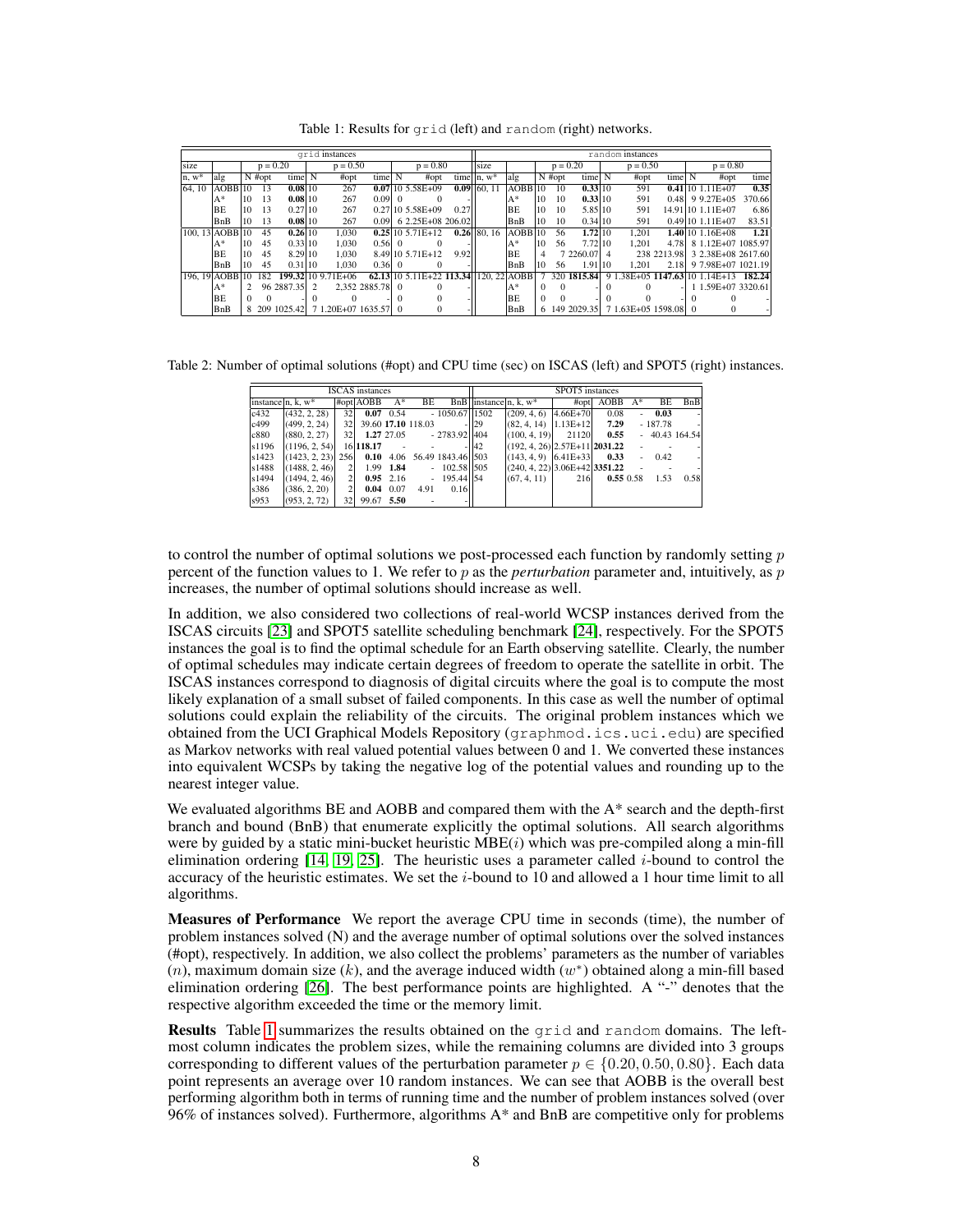Table 1: Results for grid (left) and random (right) networks.

| grid instances | | | | | | | | | | | | random instances | | | | | | | | | | | |
|---|---|---|---|---|---|---|---|---|---|---|---|---|---|---|---|---|---|---|---|---|---|---|---|
| size | | p = 0.20 | | | p = 0.50 | | | p = 0.80 | | | | size | | p = 0.20 | | | p = 0.50 | | | p = 0.80 | | | |
| n, w* | alg | N | #opt | time | N | #opt | time | N | #opt | time | | n, w* | alg | N | #opt | time | N | #opt | time | N | #opt | time | |
| 64, 10 | AOBB | 10 | 13 | **0.08** | 10 | 267 | **0.07** | 10 | 5.58E+09 | **0.09** | | 60, 11 | AOBB | 10 | 10 | **0.33** | 10 | 591 | **0.41** | 10 | 1.11E+07 | **0.35** | |
| | A* | 10 | 13 | **0.08** | 10 | 267 | 0.09 | 0 | 0 | - | | | A* | 10 | 10 | **0.33** | 10 | 591 | 0.48 | 9 | 9.27E+05 | 370.66 | |
| | BE | 10 | 13 | 0.27 | 10 | 267 | 0.27 | 10 | 5.58E+09 | 0.27 | | | BE | 10 | 10 | 5.85 | 10 | 591 | 14.91 | 10 | 1.11E+07 | 6.86 | |
| | BnB | 10 | 13 | **0.08** | 10 | 267 | 0.09 | 6 | 2.25E+08 | 206.02 | | | BnB | 10 | 10 | 0.34 | 10 | 591 | 0.49 | 10 | 1.11E+07 | 83.51 | |
| 100, 13 | AOBB | 10 | 45 | **0.26** | 10 | 1,030 | **0.25** | 10 | 5.71E+12 | **0.26** | | 80, 16 | AOBB | 10 | 56 | **1.72** | 10 | 1,201 | **1.40** | 10 | 1.16E+08 | **1.21** | |
| | A* | 10 | 45 | 0.33 | 10 | 1,030 | 0.56 | 0 | 0 | - | | | A* | 10 | 56 | 7.72 | 10 | 1,201 | 4.78 | 8 | 1.12E+07 | 1085.97 | |
| | BE | 10 | 45 | 8.29 | 10 | 1,030 | 8.49 | 10 | 5.71E+12 | 9.92 | | | BE | 4 | 7 | 2260.07 | 4 | 238 | 2213.98 | 3 | 2.38E+08 | 2617.60 | |
| | BnB | 10 | 45 | 0.31 | 10 | 1,030 | 0.36 | 0 | 0 | - | | | BnB | 10 | 56 | 1.91 | 10 | 1,201 | 2.18 | 9 | 7.98E+07 | 1021.19 | |
| 196, 19 | AOBB | 10 | 182 | **199.32** | 10 | 9.71E+06 | **62.13** | 10 | 5.11E+22 | **113.34** | | 120, 22 | AOBB | 7 | 320 | **1815.84** | 9 | 1.38E+05 | **1147.63** | 10 | 1.14E+13 | **182.24** | |
| | A* | 2 | 96 | 2887.35 | 2 | 2,352 | 2885.78 | 0 | 0 | - | | | A* | 0 | 0 | - | 0 | 0 | - | 1 | 1.59E+07 | 3320.61 | |
| | BE | 0 | 0 | - | 0 | 0 | - | 0 | 0 | - | | | BE | 0 | 0 | - | 0 | 0 | - | 0 | 0 | - | |
| | BnB | 8 | 209 | 1025.42 | 7 | 1.20E+07 | 1635.57 | 0 | 0 | - | | | BnB | 6 | 149 | 2029.35 | 7 | 1.63E+05 | 1598.08 | 0 | 0 | - | |

Table 2: Number of optimal solutions (#opt) and CPU time (sec) on ISCAS (left) and SPOT5 (right) instances.

| ISCAS instances | | | | | | | SPOT5 instances | | | | | | |
|---|---|---|---|---|---|---|---|---|---|---|---|---|---|
| instance | n, k, w* | #opt | AOBB | A* | BE | BnB | instance | n, k, w* | #opt | AOBB | A* | BE | BnB |
| c432 | (432, 2, 28) | 32 | **0.07** | 0.54 | - | 1050.67 | 1502 | (209, 4, 6) | 4.66E+70 | 0.08 | - | **0.03** | - |
| c499 | (499, 2, 24) | 32 | 39.60 | **17.10** | 118.03 | - | 29 | (82, 4, 14) | 1.13E+12 | 7.29 | - | 187.78 | - |
| c880 | (880, 2, 27) | 32 | **1.27** | 27.05 | - | 2783.92 | 404 | (100, 4, 19) | 21120 | **0.55** | - | 40.43 | 164.54 |
| s1196 | (1196, 2, 54) | 16 | **118.17** | - | - | - | 42 | (192, 4, 26) | 2.57E+11 | **2031.22** | - | - | - |
| s1423 | (1423, 2, 23) | 256 | **0.10** | 4.06 | 56.49 | 1843.46 | 503 | (143, 4, 9) | 6.41E+33 | **0.33** | - | 0.42 | - |
| s1488 | (1488, 2, 46) | 2 | 1.99 | **1.84** | - | 102.58 | 505 | (240, 4, 22) | 3.06E+42 | **3351.22** | - | - | - |
| s1494 | (1494, 2, 46) | 2 | **0.95** | 2.16 | - | 195.44 | 54 | (67, 4, 11) | 216 | **0.55** | 0.58 | 1.53 | 0.58 |
| s386 | (386, 2, 20) | 2 | **0.04** | 0.07 | 4.91 | 0.16 | | | | | | | |
| s953 | (953, 2, 72) | 32 | 99.67 | **5.50** | - | - | | | | | | | |

to control the number of optimal solutions we post-processed each function by randomly setting $p$ percent of the function values to 1. We refer to $p$ as the *perturbation* parameter and, intuitively, as $p$ increases, the number of optimal solutions should increase as well.

In addition, we also considered two collections of real-world WCSP instances derived from the ISCAS circuits [23] and SPOT5 satellite scheduling benchmark [24], respectively. For the SPOT5 instances the goal is to find the optimal schedule for an Earth observing satellite. Clearly, the number of optimal schedules may indicate certain degrees of freedom to operate the satellite in orbit. The ISCAS instances correspond to diagnosis of digital circuits where the goal is to compute the most likely explanation of a small subset of failed components. In this case as well the number of optimal solutions could explain the reliability of the circuits. The original problem instances which we obtained from the UCI Graphical Models Repository (graphmod.ics.uci.edu) are specified as Markov networks with real valued potential values between 0 and 1. We converted these instances into equivalent WCSPs by taking the negative log of the potential values and rounding up to the nearest integer value.

We evaluated algorithms BE and AOBB and compared them with the A* search and the depth-first branch and bound (BnB) that enumerate explicitly the optimal solutions. All search algorithms were by guided by a static mini-bucket heuristic MBE($i$) which was pre-compiled along a min-fill elimination ordering [14, 19, 25]. The heuristic uses a parameter called $i$-bound to control the accuracy of the heuristic estimates. We set the $i$-bound to 10 and allowed a 1 hour time limit to all algorithms.

**Measures of Performance** We report the average CPU time in seconds (time), the number of problem instances solved (N) and the average number of optimal solutions over the solved instances (#opt), respectively. In addition, we also collect the problems' parameters as the number of variables ($n$), maximum domain size ($k$), and the average induced width ($w^*$) obtained along a min-fill based elimination ordering [26]. The best performance points are highlighted. A "-" denotes that the respective algorithm exceeded the time or the memory limit.

**Results** Table 1 summarizes the results obtained on the grid and random domains. The leftmost column indicates the problem sizes, while the remaining columns are divided into 3 groups corresponding to different values of the perturbation parameter $p \in \{0.20, 0.50, 0.80\}$. Each data point represents an average over 10 random instances. We can see that AOBB is the overall best performing algorithm both in terms of running time and the number of problem instances solved (over 96% of instances solved). Furthermore, algorithms A* and BnB are competitive only for problems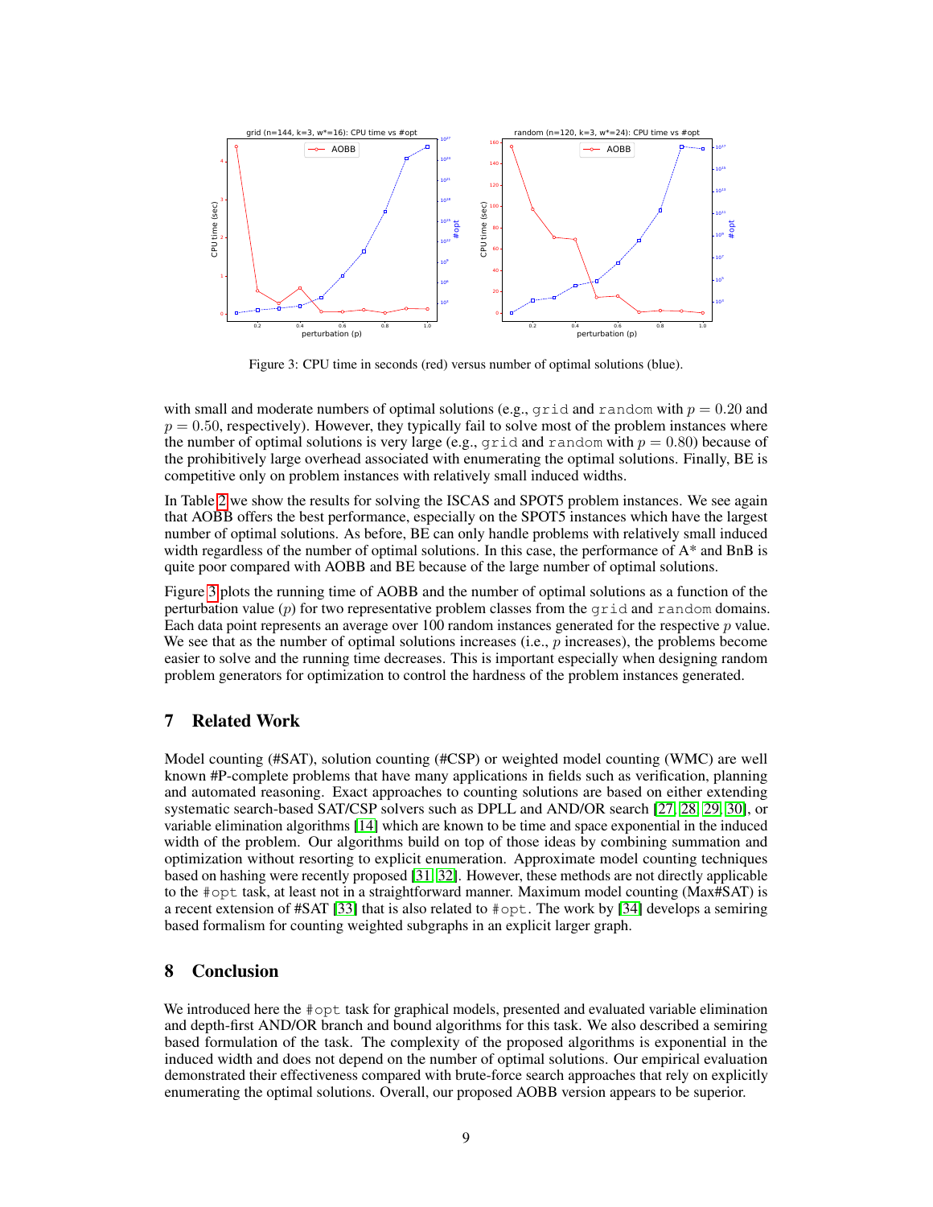Figure 3: CPU time in seconds (red) versus number of optimal solutions (blue).

with small and moderate numbers of optimal solutions (e.g., grid and random with $p = 0.20$ and $p = 0.50$, respectively). However, they typically fail to solve most of the problem instances where the number of optimal solutions is very large (e.g., grid and random with $p = 0.80$) because of the prohibitively large overhead associated with enumerating the optimal solutions. Finally, BE is competitive only on problem instances with relatively small induced widths.

In Table 2 we show the results for solving the ISCAS and SPOT5 problem instances. We see again that AOBB offers the best performance, especially on the SPOT5 instances which have the largest number of optimal solutions. As before, BE can only handle problems with relatively small induced width regardless of the number of optimal solutions. In this case, the performance of A* and BnB is quite poor compared with AOBB and BE because of the large number of optimal solutions.

Figure 3 plots the running time of AOBB and the number of optimal solutions as a function of the perturbation value ($p$) for two representative problem classes from the grid and random domains. Each data point represents an average over 100 random instances generated for the respective $p$ value. We see that as the number of optimal solutions increases (i.e., $p$ increases), the problems become easier to solve and the running time decreases. This is important especially when designing random problem generators for optimization to control the hardness of the problem instances generated.

## 7 Related Work

Model counting (#SAT), solution counting (#CSP) or weighted model counting (WMC) are well known #P-complete problems that have many applications in fields such as verification, planning and automated reasoning. Exact approaches to counting solutions are based on either extending systematic search-based SAT/CSP solvers such as DPLL and AND/OR search [27, 28, 29, 30], or variable elimination algorithms [14] which are known to be time and space exponential in the induced width of the problem. Our algorithms build on top of those ideas by combining summation and optimization without resorting to explicit enumeration. Approximate model counting techniques based on hashing were recently proposed [31, 32]. However, these methods are not directly applicable to the #opt task, at least not in a straightforward manner. Maximum model counting (Max#SAT) is a recent extension of #SAT [33] that is also related to #opt. The work by [34] develops a semiring based formalism for counting weighted subgraphs in an explicit larger graph.

## 8 Conclusion

We introduced here the #opt task for graphical models, presented and evaluated variable elimination and depth-first AND/OR branch and bound algorithms for this task. We also described a semiring based formulation of the task. The complexity of the proposed algorithms is exponential in the induced width and does not depend on the number of optimal solutions. Our empirical evaluation demonstrated their effectiveness compared with brute-force search approaches that rely on explicitly enumerating the optimal solutions. Overall, our proposed AOBB version appears to be superior.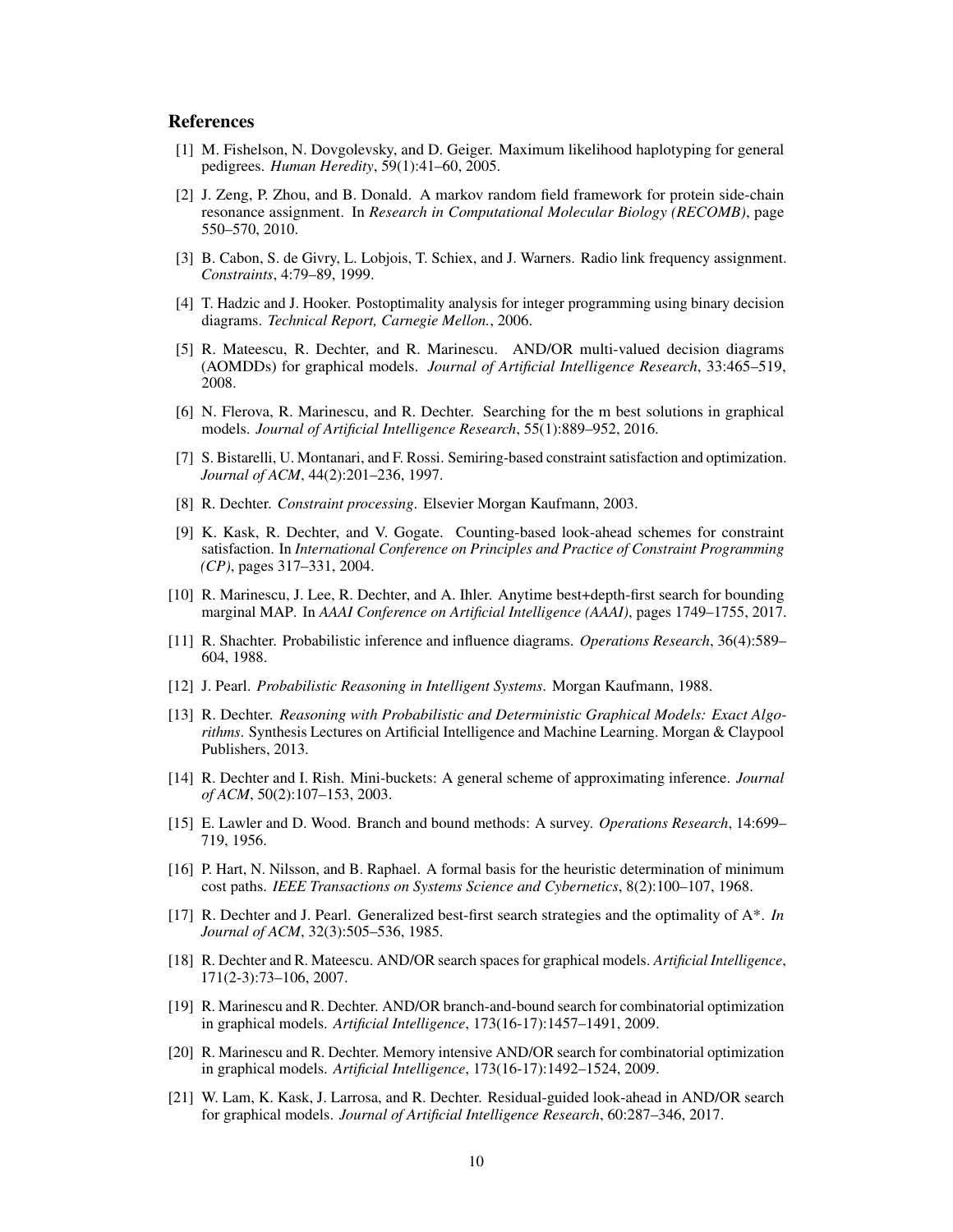## References

[1] M. Fishelson, N. Dovgolevsky, and D. Geiger. Maximum likelihood haplotyping for general pedigrees. *Human Heredity*, 59(1):41–60, 2005.

[2] J. Zeng, P. Zhou, and B. Donald. A markov random field framework for protein side-chain resonance assignment. In *Research in Computational Molecular Biology (RECOMB)*, page 550–570, 2010.

[3] B. Cabon, S. de Givry, L. Lobjois, T. Schiex, and J. Warners. Radio link frequency assignment. *Constraints*, 4:79–89, 1999.

[4] T. Hadzic and J. Hooker. Postoptimality analysis for integer programming using binary decision diagrams. *Technical Report, Carnegie Mellon.*, 2006.

[5] R. Mateescu, R. Dechter, and R. Marinescu. AND/OR multi-valued decision diagrams (AOMDDs) for graphical models. *Journal of Artificial Intelligence Research*, 33:465–519, 2008.

[6] N. Flerova, R. Marinescu, and R. Dechter. Searching for the m best solutions in graphical models. *Journal of Artificial Intelligence Research*, 55(1):889–952, 2016.

[7] S. Bistarelli, U. Montanari, and F. Rossi. Semiring-based constraint satisfaction and optimization. *Journal of ACM*, 44(2):201–236, 1997.

[8] R. Dechter. *Constraint processing*. Elsevier Morgan Kaufmann, 2003.

[9] K. Kask, R. Dechter, and V. Gogate. Counting-based look-ahead schemes for constraint satisfaction. In *International Conference on Principles and Practice of Constraint Programming (CP)*, pages 317–331, 2004.

[10] R. Marinescu, J. Lee, R. Dechter, and A. Ihler. Anytime best+depth-first search for bounding marginal MAP. In *AAAI Conference on Artificial Intelligence (AAAI)*, pages 1749–1755, 2017.

[11] R. Shachter. Probabilistic inference and influence diagrams. *Operations Research*, 36(4):589–604, 1988.

[12] J. Pearl. *Probabilistic Reasoning in Intelligent Systems*. Morgan Kaufmann, 1988.

[13] R. Dechter. *Reasoning with Probabilistic and Deterministic Graphical Models: Exact Algorithms*. Synthesis Lectures on Artificial Intelligence and Machine Learning. Morgan & Claypool Publishers, 2013.

[14] R. Dechter and I. Rish. Mini-buckets: A general scheme of approximating inference. *Journal of ACM*, 50(2):107–153, 2003.

[15] E. Lawler and D. Wood. Branch and bound methods: A survey. *Operations Research*, 14:699–719, 1956.

[16] P. Hart, N. Nilsson, and B. Raphael. A formal basis for the heuristic determination of minimum cost paths. *IEEE Transactions on Systems Science and Cybernetics*, 8(2):100–107, 1968.

[17] R. Dechter and J. Pearl. Generalized best-first search strategies and the optimality of A*. *In Journal of ACM*, 32(3):505–536, 1985.

[18] R. Dechter and R. Mateescu. AND/OR search spaces for graphical models. *Artificial Intelligence*, 171(2-3):73–106, 2007.

[19] R. Marinescu and R. Dechter. AND/OR branch-and-bound search for combinatorial optimization in graphical models. *Artificial Intelligence*, 173(16-17):1457–1491, 2009.

[20] R. Marinescu and R. Dechter. Memory intensive AND/OR search for combinatorial optimization in graphical models. *Artificial Intelligence*, 173(16-17):1492–1524, 2009.

[21] W. Lam, K. Kask, J. Larrosa, and R. Dechter. Residual-guided look-ahead in AND/OR search for graphical models. *Journal of Artificial Intelligence Research*, 60:287–346, 2017.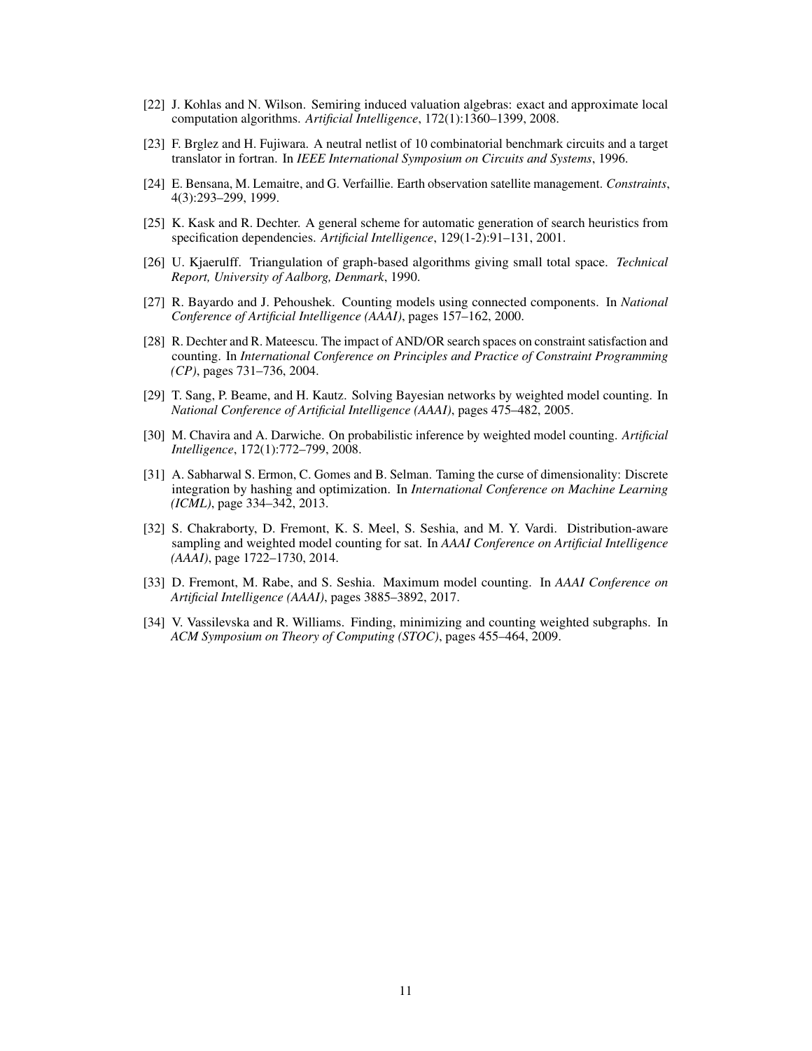[22] J. Kohlas and N. Wilson. Semiring induced valuation algebras: exact and approximate local computation algorithms. *Artificial Intelligence*, 172(1):1360–1399, 2008.

[23] F. Brglez and H. Fujiwara. A neutral netlist of 10 combinatorial benchmark circuits and a target translator in fortran. In *IEEE International Symposium on Circuits and Systems*, 1996.

[24] E. Bensana, M. Lemaitre, and G. Verfaillie. Earth observation satellite management. *Constraints*, 4(3):293–299, 1999.

[25] K. Kask and R. Dechter. A general scheme for automatic generation of search heuristics from specification dependencies. *Artificial Intelligence*, 129(1-2):91–131, 2001.

[26] U. Kjaerulff. Triangulation of graph-based algorithms giving small total space. *Technical Report, University of Aalborg, Denmark*, 1990.

[27] R. Bayardo and J. Pehoushek. Counting models using connected components. In *National Conference of Artificial Intelligence (AAAI)*, pages 157–162, 2000.

[28] R. Dechter and R. Mateescu. The impact of AND/OR search spaces on constraint satisfaction and counting. In *International Conference on Principles and Practice of Constraint Programming (CP)*, pages 731–736, 2004.

[29] T. Sang, P. Beame, and H. Kautz. Solving Bayesian networks by weighted model counting. In *National Conference of Artificial Intelligence (AAAI)*, pages 475–482, 2005.

[30] M. Chavira and A. Darwiche. On probabilistic inference by weighted model counting. *Artificial Intelligence*, 172(1):772–799, 2008.

[31] A. Sabharwal S. Ermon, C. Gomes and B. Selman. Taming the curse of dimensionality: Discrete integration by hashing and optimization. In *International Conference on Machine Learning (ICML)*, page 334–342, 2013.

[32] S. Chakraborty, D. Fremont, K. S. Meel, S. Seshia, and M. Y. Vardi. Distribution-aware sampling and weighted model counting for sat. In *AAAI Conference on Artificial Intelligence (AAAI)*, page 1722–1730, 2014.

[33] D. Fremont, M. Rabe, and S. Seshia. Maximum model counting. In *AAAI Conference on Artificial Intelligence (AAAI)*, pages 3885–3892, 2017.

[34] V. Vassilevska and R. Williams. Finding, minimizing and counting weighted subgraphs. In *ACM Symposium on Theory of Computing (STOC)*, pages 455–464, 2009.